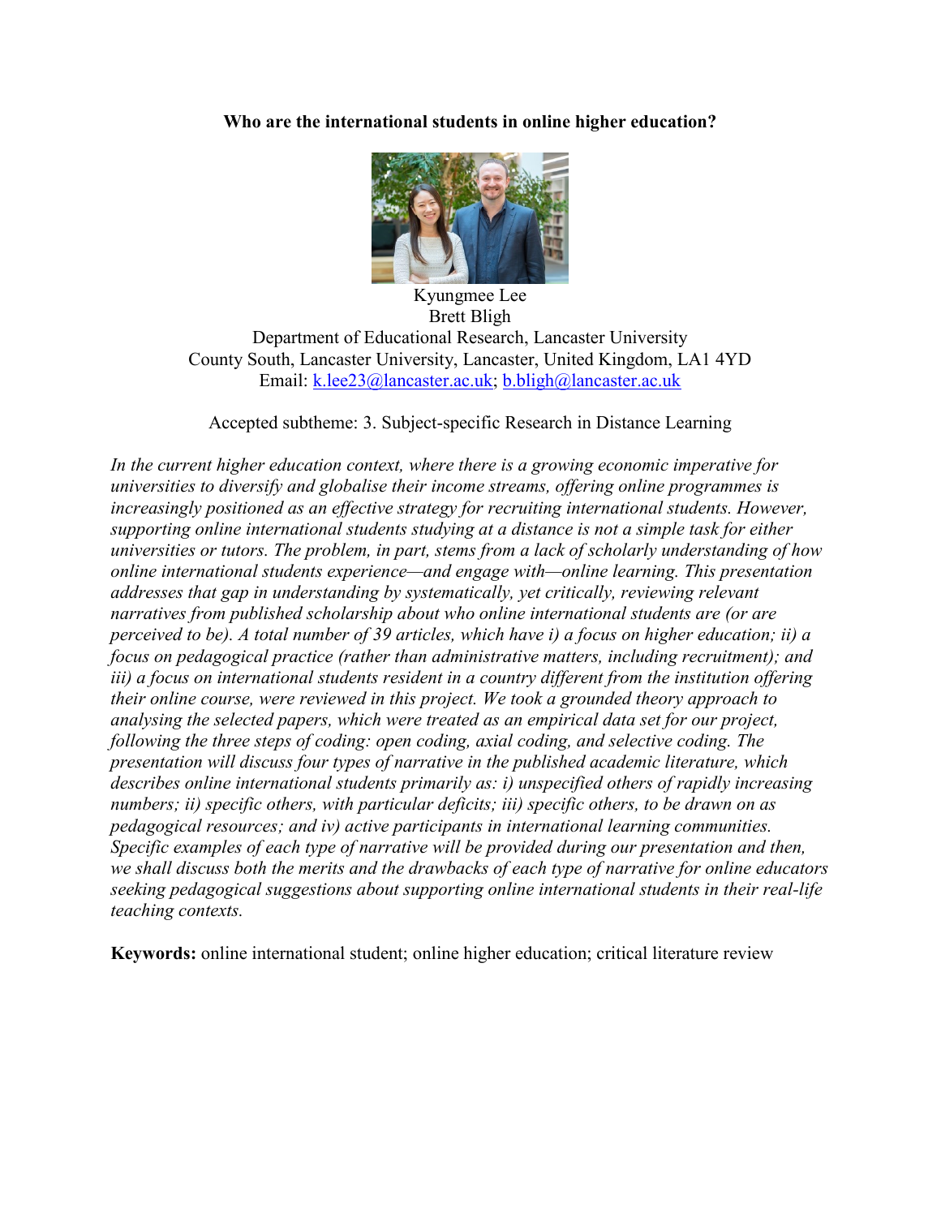**Who are the international students in online higher education?**

Kyungmee Lee
Brett Bligh
Department of Educational Research, Lancaster University
County South, Lancaster University, Lancaster, United Kingdom, LA1 4YD
Email: k.lee23@lancaster.ac.uk; b.bligh@lancaster.ac.uk

Accepted subtheme: 3. Subject-specific Research in Distance Learning

*In the current higher education context, where there is a growing economic imperative for universities to diversify and globalise their income streams, offering online programmes is increasingly positioned as an effective strategy for recruiting international students. However, supporting online international students studying at a distance is not a simple task for either universities or tutors. The problem, in part, stems from a lack of scholarly understanding of how online international students experience—and engage with—online learning. This presentation addresses that gap in understanding by systematically, yet critically, reviewing relevant narratives from published scholarship about who online international students are (or are perceived to be). A total number of 39 articles, which have i) a focus on higher education; ii) a focus on pedagogical practice (rather than administrative matters, including recruitment); and iii) a focus on international students resident in a country different from the institution offering their online course, were reviewed in this project. We took a grounded theory approach to analysing the selected papers, which were treated as an empirical data set for our project, following the three steps of coding: open coding, axial coding, and selective coding. The presentation will discuss four types of narrative in the published academic literature, which describes online international students primarily as: i) unspecified others of rapidly increasing numbers; ii) specific others, with particular deficits; iii) specific others, to be drawn on as pedagogical resources; and iv) active participants in international learning communities. Specific examples of each type of narrative will be provided during our presentation and then, we shall discuss both the merits and the drawbacks of each type of narrative for online educators seeking pedagogical suggestions about supporting online international students in their real-life teaching contexts.*

**Keywords:** online international student; online higher education; critical literature review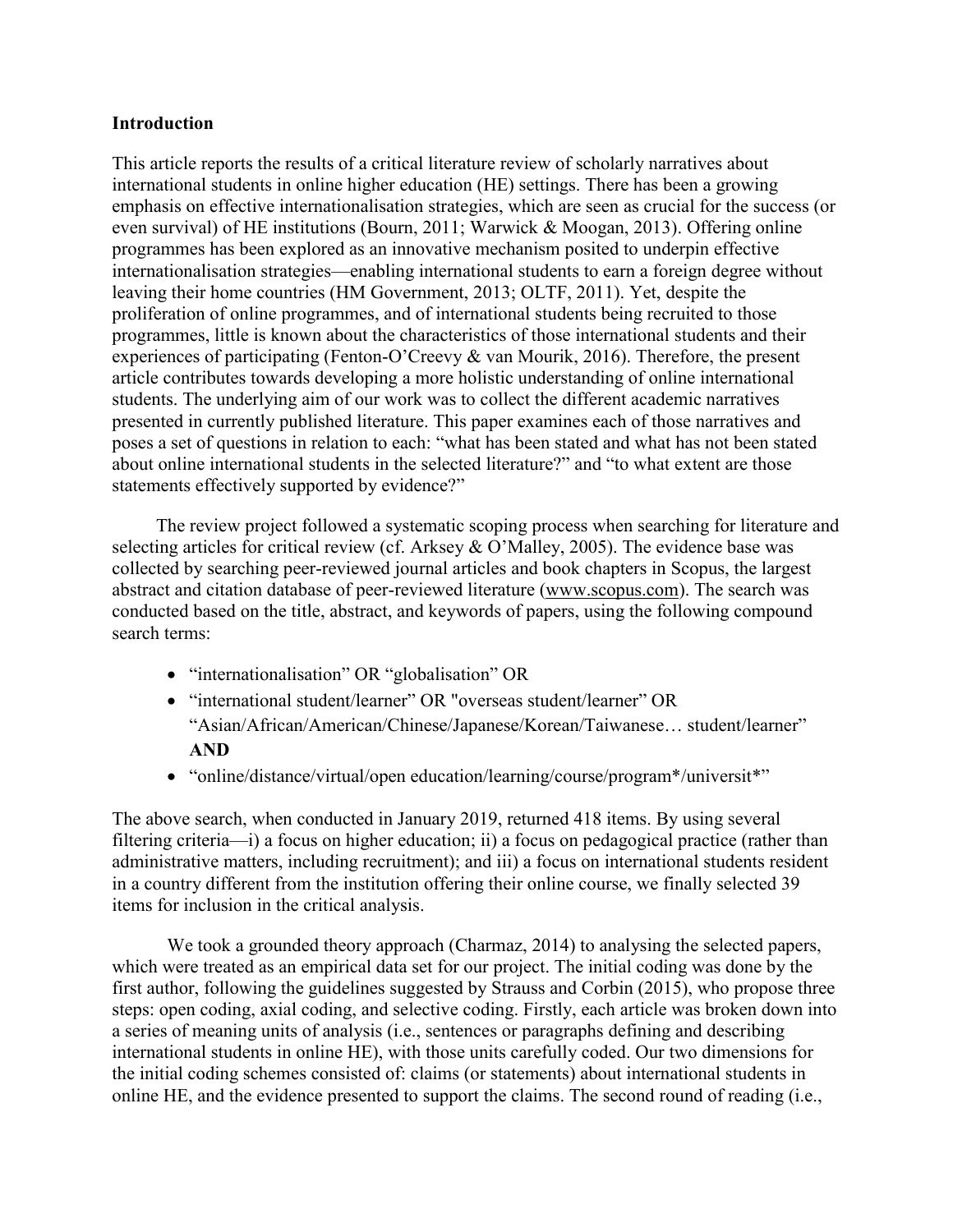## Introduction

This article reports the results of a critical literature review of scholarly narratives about international students in online higher education (HE) settings. There has been a growing emphasis on effective internationalisation strategies, which are seen as crucial for the success (or even survival) of HE institutions (Bourn, 2011; Warwick & Moogan, 2013). Offering online programmes has been explored as an innovative mechanism posited to underpin effective internationalisation strategies—enabling international students to earn a foreign degree without leaving their home countries (HM Government, 2013; OLTF, 2011). Yet, despite the proliferation of online programmes, and of international students being recruited to those programmes, little is known about the characteristics of those international students and their experiences of participating (Fenton-O'Creevy & van Mourik, 2016). Therefore, the present article contributes towards developing a more holistic understanding of online international students. The underlying aim of our work was to collect the different academic narratives presented in currently published literature. This paper examines each of those narratives and poses a set of questions in relation to each: "what has been stated and what has not been stated about online international students in the selected literature?" and "to what extent are those statements effectively supported by evidence?"

The review project followed a systematic scoping process when searching for literature and selecting articles for critical review (cf. Arksey & O'Malley, 2005). The evidence base was collected by searching peer-reviewed journal articles and book chapters in Scopus, the largest abstract and citation database of peer-reviewed literature (www.scopus.com). The search was conducted based on the title, abstract, and keywords of papers, using the following compound search terms:

- "internationalisation" OR "globalisation" OR
- "international student/learner" OR "overseas student/learner" OR "Asian/African/American/Chinese/Japanese/Korean/Taiwanese… student/learner" **AND**
- "online/distance/virtual/open education/learning/course/program*/universit*"

The above search, when conducted in January 2019, returned 418 items. By using several filtering criteria—i) a focus on higher education; ii) a focus on pedagogical practice (rather than administrative matters, including recruitment); and iii) a focus on international students resident in a country different from the institution offering their online course, we finally selected 39 items for inclusion in the critical analysis.

We took a grounded theory approach (Charmaz, 2014) to analysing the selected papers, which were treated as an empirical data set for our project. The initial coding was done by the first author, following the guidelines suggested by Strauss and Corbin (2015), who propose three steps: open coding, axial coding, and selective coding. Firstly, each article was broken down into a series of meaning units of analysis (i.e., sentences or paragraphs defining and describing international students in online HE), with those units carefully coded. Our two dimensions for the initial coding schemes consisted of: claims (or statements) about international students in online HE, and the evidence presented to support the claims. The second round of reading (i.e.,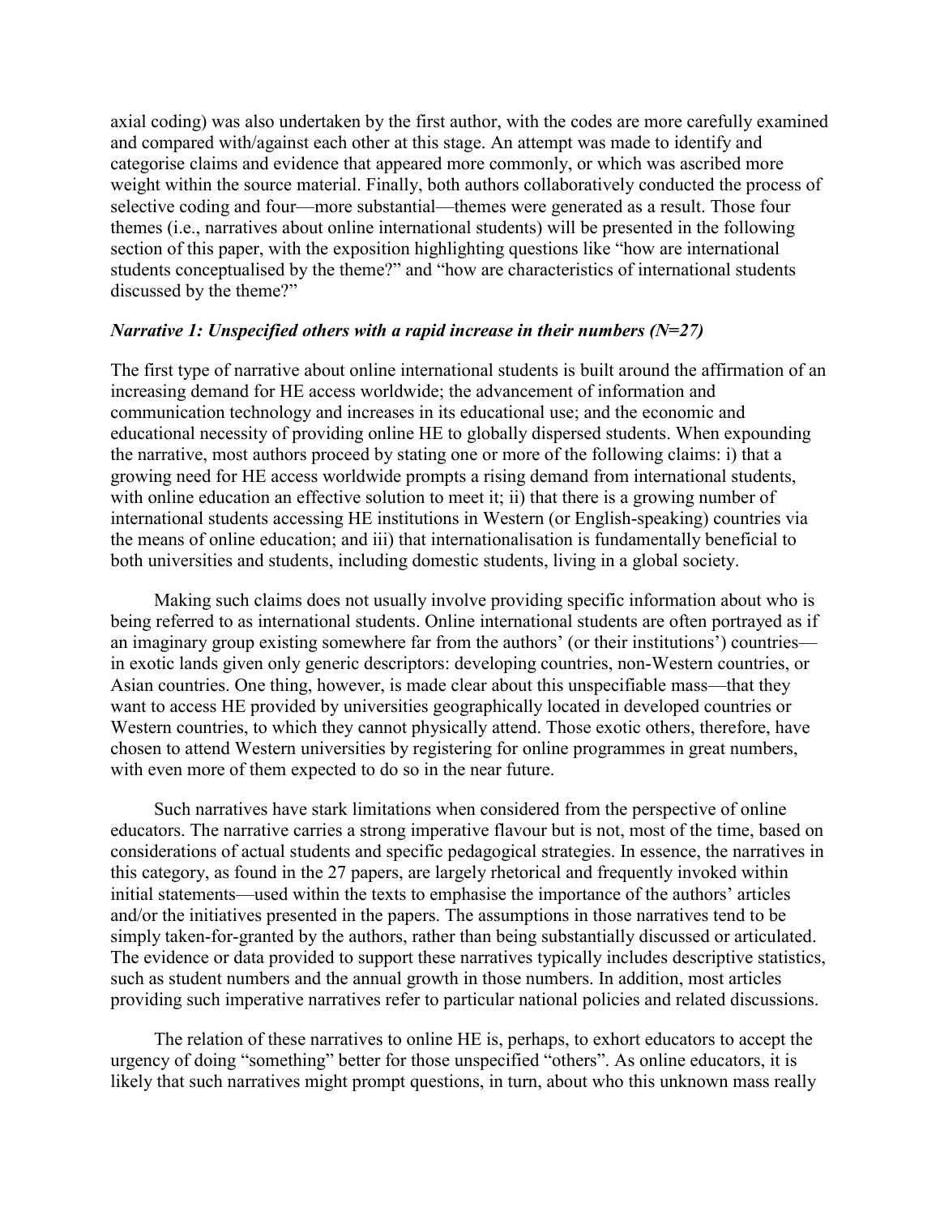axial coding) was also undertaken by the first author, with the codes are more carefully examined and compared with/against each other at this stage. An attempt was made to identify and categorise claims and evidence that appeared more commonly, or which was ascribed more weight within the source material. Finally, both authors collaboratively conducted the process of selective coding and four—more substantial—themes were generated as a result. Those four themes (i.e., narratives about online international students) will be presented in the following section of this paper, with the exposition highlighting questions like "how are international students conceptualised by the theme?" and "how are characteristics of international students discussed by the theme?"

***Narrative 1: Unspecified others with a rapid increase in their numbers (N=27)***

The first type of narrative about online international students is built around the affirmation of an increasing demand for HE access worldwide; the advancement of information and communication technology and increases in its educational use; and the economic and educational necessity of providing online HE to globally dispersed students. When expounding the narrative, most authors proceed by stating one or more of the following claims: i) that a growing need for HE access worldwide prompts a rising demand from international students, with online education an effective solution to meet it; ii) that there is a growing number of international students accessing HE institutions in Western (or English-speaking) countries via the means of online education; and iii) that internationalisation is fundamentally beneficial to both universities and students, including domestic students, living in a global society.

Making such claims does not usually involve providing specific information about who is being referred to as international students. Online international students are often portrayed as if an imaginary group existing somewhere far from the authors' (or their institutions') countries—in exotic lands given only generic descriptors: developing countries, non-Western countries, or Asian countries. One thing, however, is made clear about this unspecifiable mass—that they want to access HE provided by universities geographically located in developed countries or Western countries, to which they cannot physically attend. Those exotic others, therefore, have chosen to attend Western universities by registering for online programmes in great numbers, with even more of them expected to do so in the near future.

Such narratives have stark limitations when considered from the perspective of online educators. The narrative carries a strong imperative flavour but is not, most of the time, based on considerations of actual students and specific pedagogical strategies. In essence, the narratives in this category, as found in the 27 papers, are largely rhetorical and frequently invoked within initial statements—used within the texts to emphasise the importance of the authors' articles and/or the initiatives presented in the papers. The assumptions in those narratives tend to be simply taken-for-granted by the authors, rather than being substantially discussed or articulated. The evidence or data provided to support these narratives typically includes descriptive statistics, such as student numbers and the annual growth in those numbers. In addition, most articles providing such imperative narratives refer to particular national policies and related discussions.

The relation of these narratives to online HE is, perhaps, to exhort educators to accept the urgency of doing "something" better for those unspecified "others". As online educators, it is likely that such narratives might prompt questions, in turn, about who this unknown mass really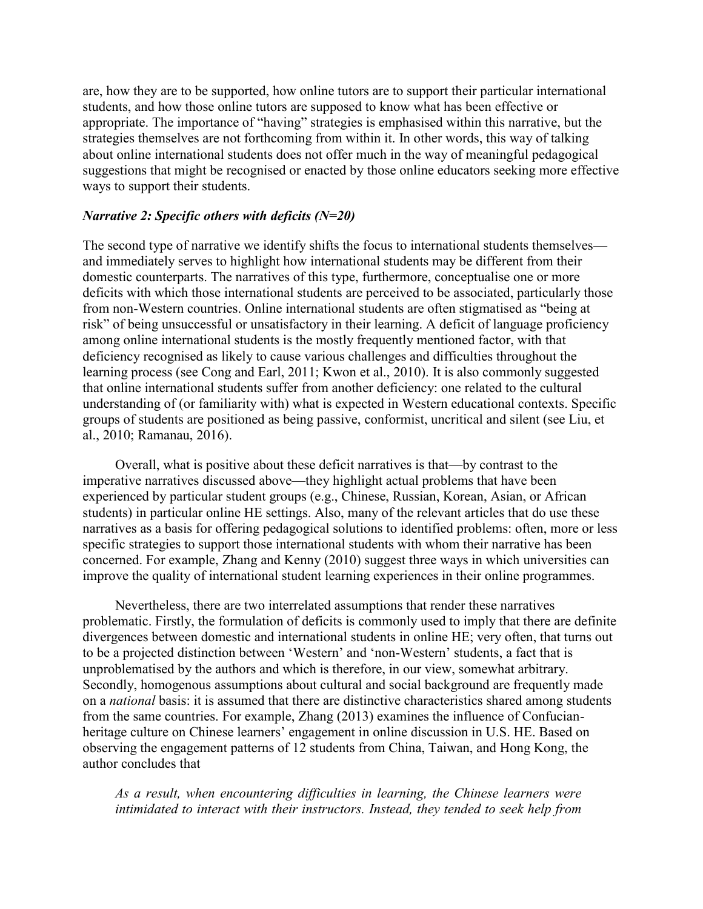are, how they are to be supported, how online tutors are to support their particular international students, and how those online tutors are supposed to know what has been effective or appropriate. The importance of "having" strategies is emphasised within this narrative, but the strategies themselves are not forthcoming from within it. In other words, this way of talking about online international students does not offer much in the way of meaningful pedagogical suggestions that might be recognised or enacted by those online educators seeking more effective ways to support their students.

### *Narrative 2: Specific others with deficits (N=20)*

The second type of narrative we identify shifts the focus to international students themselves—and immediately serves to highlight how international students may be different from their domestic counterparts. The narratives of this type, furthermore, conceptualise one or more deficits with which those international students are perceived to be associated, particularly those from non-Western countries. Online international students are often stigmatised as "being at risk" of being unsuccessful or unsatisfactory in their learning. A deficit of language proficiency among online international students is the mostly frequently mentioned factor, with that deficiency recognised as likely to cause various challenges and difficulties throughout the learning process (see Cong and Earl, 2011; Kwon et al., 2010). It is also commonly suggested that online international students suffer from another deficiency: one related to the cultural understanding of (or familiarity with) what is expected in Western educational contexts. Specific groups of students are positioned as being passive, conformist, uncritical and silent (see Liu, et al., 2010; Ramanau, 2016).

Overall, what is positive about these deficit narratives is that—by contrast to the imperative narratives discussed above—they highlight actual problems that have been experienced by particular student groups (e.g., Chinese, Russian, Korean, Asian, or African students) in particular online HE settings. Also, many of the relevant articles that do use these narratives as a basis for offering pedagogical solutions to identified problems: often, more or less specific strategies to support those international students with whom their narrative has been concerned. For example, Zhang and Kenny (2010) suggest three ways in which universities can improve the quality of international student learning experiences in their online programmes.

Nevertheless, there are two interrelated assumptions that render these narratives problematic. Firstly, the formulation of deficits is commonly used to imply that there are definite divergences between domestic and international students in online HE; very often, that turns out to be a projected distinction between 'Western' and 'non-Western' students, a fact that is unproblematised by the authors and which is therefore, in our view, somewhat arbitrary. Secondly, homogenous assumptions about cultural and social background are frequently made on a *national* basis: it is assumed that there are distinctive characteristics shared among students from the same countries. For example, Zhang (2013) examines the influence of Confucian-heritage culture on Chinese learners' engagement in online discussion in U.S. HE. Based on observing the engagement patterns of 12 students from China, Taiwan, and Hong Kong, the author concludes that

> *As a result, when encountering difficulties in learning, the Chinese learners were intimidated to interact with their instructors. Instead, they tended to seek help from*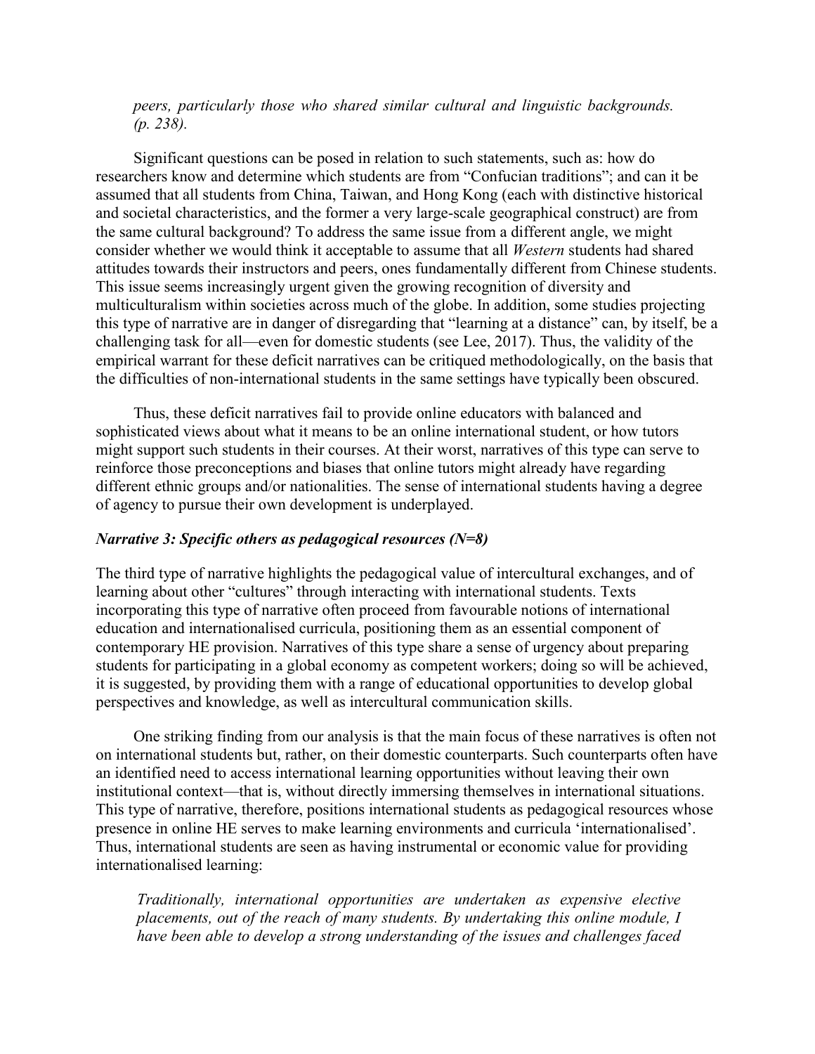*peers, particularly those who shared similar cultural and linguistic backgrounds. (p. 238).*

Significant questions can be posed in relation to such statements, such as: how do researchers know and determine which students are from "Confucian traditions"; and can it be assumed that all students from China, Taiwan, and Hong Kong (each with distinctive historical and societal characteristics, and the former a very large-scale geographical construct) are from the same cultural background? To address the same issue from a different angle, we might consider whether we would think it acceptable to assume that all *Western* students had shared attitudes towards their instructors and peers, ones fundamentally different from Chinese students. This issue seems increasingly urgent given the growing recognition of diversity and multiculturalism within societies across much of the globe. In addition, some studies projecting this type of narrative are in danger of disregarding that "learning at a distance" can, by itself, be a challenging task for all—even for domestic students (see Lee, 2017). Thus, the validity of the empirical warrant for these deficit narratives can be critiqued methodologically, on the basis that the difficulties of non-international students in the same settings have typically been obscured.

Thus, these deficit narratives fail to provide online educators with balanced and sophisticated views about what it means to be an online international student, or how tutors might support such students in their courses. At their worst, narratives of this type can serve to reinforce those preconceptions and biases that online tutors might already have regarding different ethnic groups and/or nationalities. The sense of international students having a degree of agency to pursue their own development is underplayed.

### *Narrative 3: Specific others as pedagogical resources (N=8)*

The third type of narrative highlights the pedagogical value of intercultural exchanges, and of learning about other "cultures" through interacting with international students. Texts incorporating this type of narrative often proceed from favourable notions of international education and internationalised curricula, positioning them as an essential component of contemporary HE provision. Narratives of this type share a sense of urgency about preparing students for participating in a global economy as competent workers; doing so will be achieved, it is suggested, by providing them with a range of educational opportunities to develop global perspectives and knowledge, as well as intercultural communication skills.

One striking finding from our analysis is that the main focus of these narratives is often not on international students but, rather, on their domestic counterparts. Such counterparts often have an identified need to access international learning opportunities without leaving their own institutional context—that is, without directly immersing themselves in international situations. This type of narrative, therefore, positions international students as pedagogical resources whose presence in online HE serves to make learning environments and curricula 'internationalised'. Thus, international students are seen as having instrumental or economic value for providing internationalised learning:

*Traditionally, international opportunities are undertaken as expensive elective placements, out of the reach of many students. By undertaking this online module, I have been able to develop a strong understanding of the issues and challenges faced*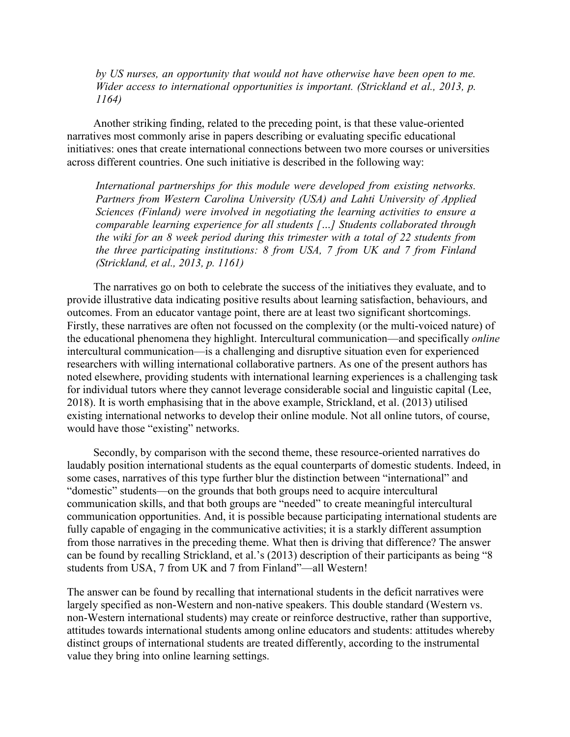*by US nurses, an opportunity that would not have otherwise have been open to me. Wider access to international opportunities is important. (Strickland et al., 2013, p. 1164)*

Another striking finding, related to the preceding point, is that these value-oriented narratives most commonly arise in papers describing or evaluating specific educational initiatives: ones that create international connections between two more courses or universities across different countries. One such initiative is described in the following way:

*International partnerships for this module were developed from existing networks. Partners from Western Carolina University (USA) and Lahti University of Applied Sciences (Finland) were involved in negotiating the learning activities to ensure a comparable learning experience for all students […] Students collaborated through the wiki for an 8 week period during this trimester with a total of 22 students from the three participating institutions: 8 from USA, 7 from UK and 7 from Finland (Strickland, et al., 2013, p. 1161)*

The narratives go on both to celebrate the success of the initiatives they evaluate, and to provide illustrative data indicating positive results about learning satisfaction, behaviours, and outcomes. From an educator vantage point, there are at least two significant shortcomings. Firstly, these narratives are often not focussed on the complexity (or the multi-voiced nature) of the educational phenomena they highlight. Intercultural communication—and specifically *online* intercultural communication—is a challenging and disruptive situation even for experienced researchers with willing international collaborative partners. As one of the present authors has noted elsewhere, providing students with international learning experiences is a challenging task for individual tutors where they cannot leverage considerable social and linguistic capital (Lee, 2018). It is worth emphasising that in the above example, Strickland, et al. (2013) utilised existing international networks to develop their online module. Not all online tutors, of course, would have those "existing" networks.

Secondly, by comparison with the second theme, these resource-oriented narratives do laudably position international students as the equal counterparts of domestic students. Indeed, in some cases, narratives of this type further blur the distinction between "international" and "domestic" students—on the grounds that both groups need to acquire intercultural communication skills, and that both groups are "needed" to create meaningful intercultural communication opportunities. And, it is possible because participating international students are fully capable of engaging in the communicative activities; it is a starkly different assumption from those narratives in the preceding theme. What then is driving that difference? The answer can be found by recalling Strickland, et al.'s (2013) description of their participants as being "8 students from USA, 7 from UK and 7 from Finland"—all Western!

The answer can be found by recalling that international students in the deficit narratives were largely specified as non-Western and non-native speakers. This double standard (Western vs. non-Western international students) may create or reinforce destructive, rather than supportive, attitudes towards international students among online educators and students: attitudes whereby distinct groups of international students are treated differently, according to the instrumental value they bring into online learning settings.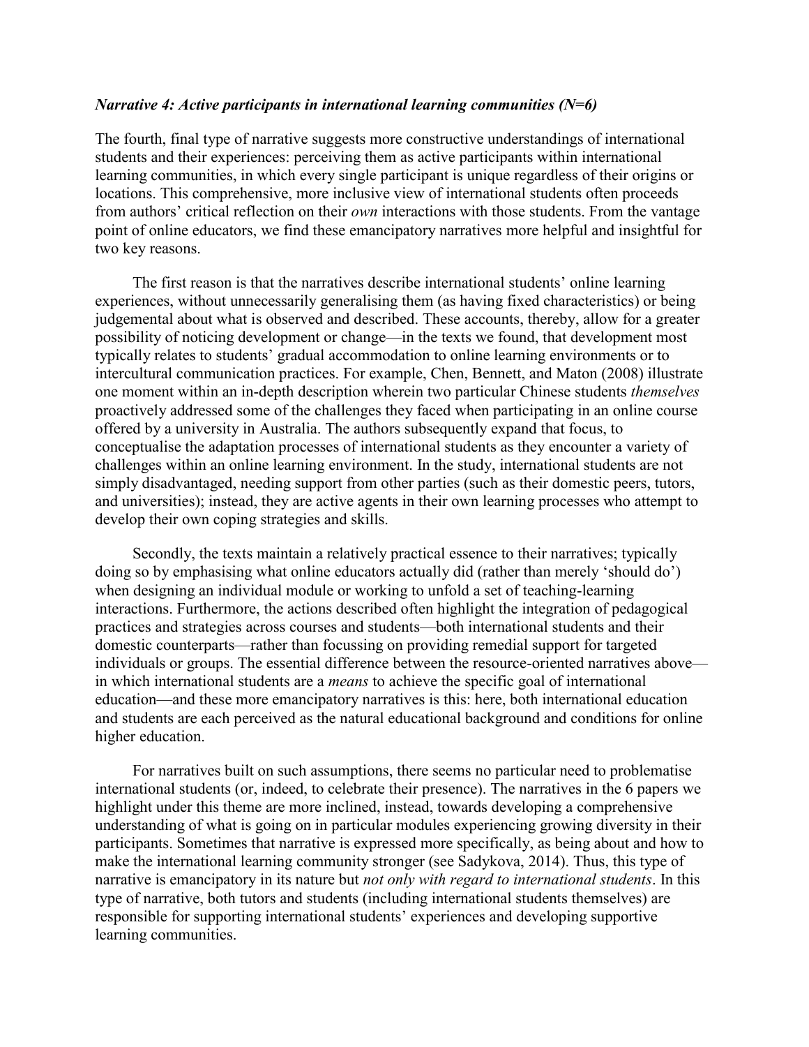### *Narrative 4: Active participants in international learning communities (N=6)*

The fourth, final type of narrative suggests more constructive understandings of international students and their experiences: perceiving them as active participants within international learning communities, in which every single participant is unique regardless of their origins or locations. This comprehensive, more inclusive view of international students often proceeds from authors' critical reflection on their *own* interactions with those students. From the vantage point of online educators, we find these emancipatory narratives more helpful and insightful for two key reasons.

The first reason is that the narratives describe international students' online learning experiences, without unnecessarily generalising them (as having fixed characteristics) or being judgemental about what is observed and described. These accounts, thereby, allow for a greater possibility of noticing development or change—in the texts we found, that development most typically relates to students' gradual accommodation to online learning environments or to intercultural communication practices. For example, Chen, Bennett, and Maton (2008) illustrate one moment within an in-depth description wherein two particular Chinese students *themselves* proactively addressed some of the challenges they faced when participating in an online course offered by a university in Australia. The authors subsequently expand that focus, to conceptualise the adaptation processes of international students as they encounter a variety of challenges within an online learning environment. In the study, international students are not simply disadvantaged, needing support from other parties (such as their domestic peers, tutors, and universities); instead, they are active agents in their own learning processes who attempt to develop their own coping strategies and skills.

Secondly, the texts maintain a relatively practical essence to their narratives; typically doing so by emphasising what online educators actually did (rather than merely 'should do') when designing an individual module or working to unfold a set of teaching-learning interactions. Furthermore, the actions described often highlight the integration of pedagogical practices and strategies across courses and students—both international students and their domestic counterparts—rather than focussing on providing remedial support for targeted individuals or groups. The essential difference between the resource-oriented narratives above—in which international students are a *means* to achieve the specific goal of international education—and these more emancipatory narratives is this: here, both international education and students are each perceived as the natural educational background and conditions for online higher education.

For narratives built on such assumptions, there seems no particular need to problematise international students (or, indeed, to celebrate their presence). The narratives in the 6 papers we highlight under this theme are more inclined, instead, towards developing a comprehensive understanding of what is going on in particular modules experiencing growing diversity in their participants. Sometimes that narrative is expressed more specifically, as being about and how to make the international learning community stronger (see Sadykova, 2014). Thus, this type of narrative is emancipatory in its nature but *not only with regard to international students*. In this type of narrative, both tutors and students (including international students themselves) are responsible for supporting international students' experiences and developing supportive learning communities.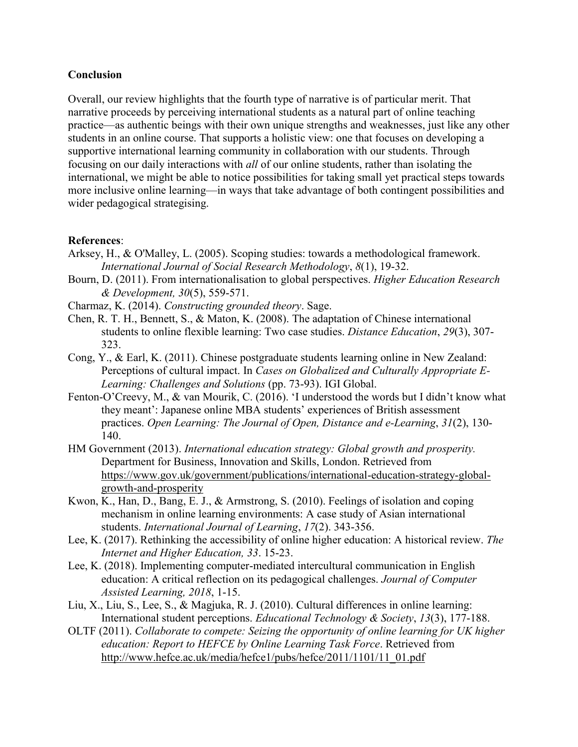## Conclusion

Overall, our review highlights that the fourth type of narrative is of particular merit. That narrative proceeds by perceiving international students as a natural part of online teaching practice—as authentic beings with their own unique strengths and weaknesses, just like any other students in an online course. That supports a holistic view: one that focuses on developing a supportive international learning community in collaboration with our students. Through focusing on our daily interactions with *all* of our online students, rather than isolating the international, we might be able to notice possibilities for taking small yet practical steps towards more inclusive online learning—in ways that take advantage of both contingent possibilities and wider pedagogical strategising.

## References:

Arksey, H., & O'Malley, L. (2005). Scoping studies: towards a methodological framework. *International Journal of Social Research Methodology*, *8*(1), 19-32.

Bourn, D. (2011). From internationalisation to global perspectives. *Higher Education Research & Development, 30*(5), 559-571.

Charmaz, K. (2014). *Constructing grounded theory*. Sage.

Chen, R. T. H., Bennett, S., & Maton, K. (2008). The adaptation of Chinese international students to online flexible learning: Two case studies. *Distance Education*, *29*(3), 307-323.

Cong, Y., & Earl, K. (2011). Chinese postgraduate students learning online in New Zealand: Perceptions of cultural impact. In *Cases on Globalized and Culturally Appropriate E-Learning: Challenges and Solutions* (pp. 73-93). IGI Global.

Fenton-O'Creevy, M., & van Mourik, C. (2016). 'I understood the words but I didn't know what they meant': Japanese online MBA students' experiences of British assessment practices. *Open Learning: The Journal of Open, Distance and e-Learning*, *31*(2), 130-140.

HM Government (2013). *International education strategy: Global growth and prosperity.* Department for Business, Innovation and Skills, London. Retrieved from https://www.gov.uk/government/publications/international-education-strategy-global-growth-and-prosperity

Kwon, K., Han, D., Bang, E. J., & Armstrong, S. (2010). Feelings of isolation and coping mechanism in online learning environments: A case study of Asian international students. *International Journal of Learning*, *17*(2). 343-356.

Lee, K. (2017). Rethinking the accessibility of online higher education: A historical review. *The Internet and Higher Education, 33*. 15-23.

Lee, K. (2018). Implementing computer-mediated intercultural communication in English education: A critical reflection on its pedagogical challenges. *Journal of Computer Assisted Learning, 2018*, 1-15.

Liu, X., Liu, S., Lee, S., & Magjuka, R. J. (2010). Cultural differences in online learning: International student perceptions. *Educational Technology & Society*, *13*(3), 177-188.

OLTF (2011). *Collaborate to compete: Seizing the opportunity of online learning for UK higher education: Report to HEFCE by Online Learning Task Force*. Retrieved from http://www.hefce.ac.uk/media/hefce1/pubs/hefce/2011/1101/11_01.pdf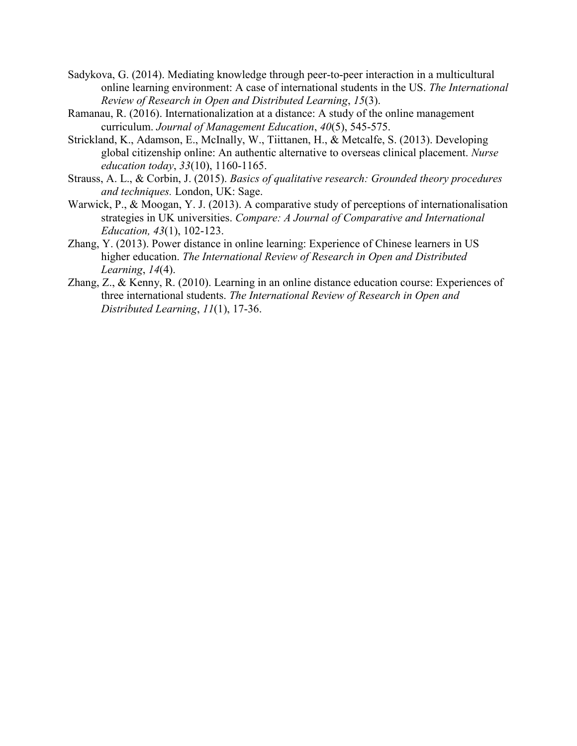Sadykova, G. (2014). Mediating knowledge through peer-to-peer interaction in a multicultural online learning environment: A case of international students in the US. *The International Review of Research in Open and Distributed Learning*, *15*(3).

Ramanau, R. (2016). Internationalization at a distance: A study of the online management curriculum. *Journal of Management Education*, *40*(5), 545-575.

Strickland, K., Adamson, E., McInally, W., Tiittanen, H., & Metcalfe, S. (2013). Developing global citizenship online: An authentic alternative to overseas clinical placement. *Nurse education today*, *33*(10), 1160-1165.

Strauss, A. L., & Corbin, J. (2015). *Basics of qualitative research: Grounded theory procedures and techniques.* London, UK: Sage.

Warwick, P., & Moogan, Y. J. (2013). A comparative study of perceptions of internationalisation strategies in UK universities. *Compare: A Journal of Comparative and International Education, 43*(1), 102-123.

Zhang, Y. (2013). Power distance in online learning: Experience of Chinese learners in US higher education. *The International Review of Research in Open and Distributed Learning*, *14*(4).

Zhang, Z., & Kenny, R. (2010). Learning in an online distance education course: Experiences of three international students. *The International Review of Research in Open and Distributed Learning*, *11*(1), 17-36.